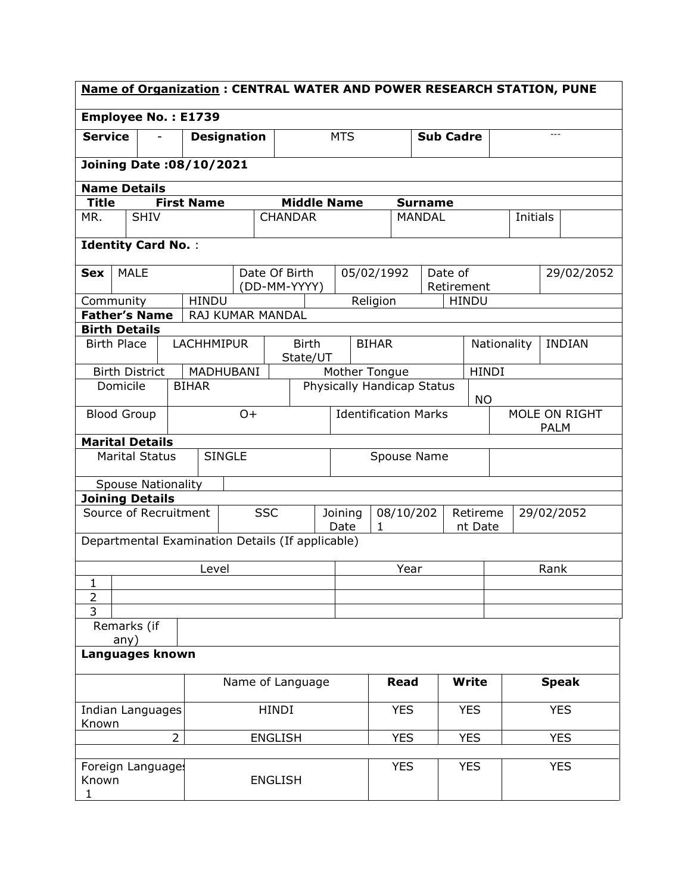**Name of Organization : CENTRAL WATER AND POWER RESEARCH STATION, PUNE**

**Employee No. : E1739**

| **Service** | - | **Designation** | MTS | **Sub Cadre** | --- |
|---|---|---|---|---|---|

**Joining Date :08/10/2021**

**Name Details**

| **Title** | **First Name** | **Middle Name** | **Surname** | | |
|---|---|---|---|---|---|
| MR. | SHIV | CHANDAR | MANDAL | Initials | |

**Identity Card No.** :

| **Sex** | MALE | Date Of Birth (DD-MM-YYYY) | 05/02/1992 | Date of Retirement | 29/02/2052 |
|---|---|---|---|---|---|
| Community | HINDU | Religion | HINDU | | |
| **Father's Name** | RAJ KUMAR MANDAL | | | | |

**Birth Details**

| Birth Place | LACHHMIPUR | Birth State/UT | BIHAR | Nationality | INDIAN |
|---|---|---|---|---|---|
| Birth District | MADHUBANI | Mother Tongue | HINDI | | |
| Domicile | BIHAR | Physically Handicap Status | NO | | |
| Blood Group | O+ | Identification Marks | MOLE ON RIGHT PALM | | |

**Marital Details**

| Marital Status | SINGLE | Spouse Name | |
|---|---|---|---|
| Spouse Nationality | | | |

**Joining Details**

| Source of Recruitment | SSC | Joining Date | 08/10/2021 | Retirement Date | 29/02/2052 |
|---|---|---|---|---|---|

Departmental Examination Details (If applicable)

| | Level | Year | Rank |
|---|---|---|---|
| 1 | | | |
| 2 | | | |
| 3 | | | |

| Remarks (if any) | |
|---|---|

**Languages known**

| | Name of Language | **Read** | **Write** | **Speak** |
|---|---|---|---|---|
| Indian Languages Known | HINDI | YES | YES | YES |
| 2 | ENGLISH | YES | YES | YES |
| | | | | |
| Foreign Languages Known 1 | ENGLISH | YES | YES | YES |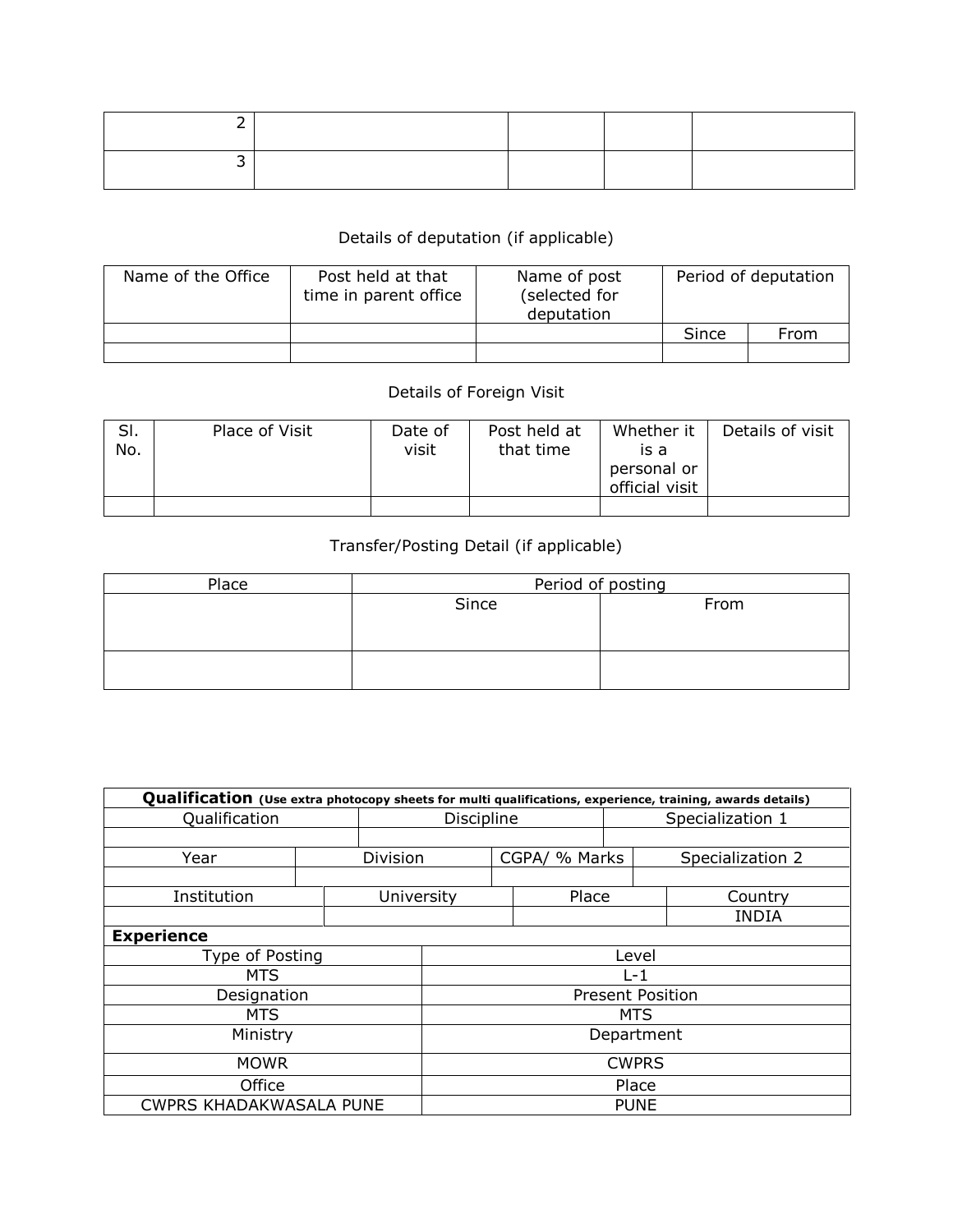| | | | | |
|---|---|---|---|---|
| 2 | | | | |
| 3 | | | | |

Details of deputation (if applicable)

| Name of the Office | Post held at that time in parent office | Name of post (selected for deputation | Period of deputation | |
|---|---|---|---|---|
| | | | Since | From |
| | | | | |

Details of Foreign Visit

| Sl. No. | Place of Visit | Date of visit | Post held at that time | Whether it is a personal or official visit | Details of visit |
|---|---|---|---|---|---|
| | | | | | |

Transfer/Posting Detail (if applicable)

| Place | Period of posting | |
|---|---|---|
| | Since | From |
| | | |

| **Qualification** **(Use extra photocopy sheets for multi qualifications, experience, training, awards details)** | | | |
|---|---|---|---|
| Qualification | Discipline | Specialization 1 | |
| | | | |
| Year | Division | CGPA/ % Marks | Specialization 2 |
| | | | |
| Institution | University | Place | Country |
| | | | INDIA |

| **Experience** | |
|---|---|
| Type of Posting | Level |
| MTS | L-1 |
| Designation | Present Position |
| MTS | MTS |
| Ministry | Department |
| MOWR | CWPRS |
| Office | Place |
| CWPRS KHADAKWASALA PUNE | PUNE |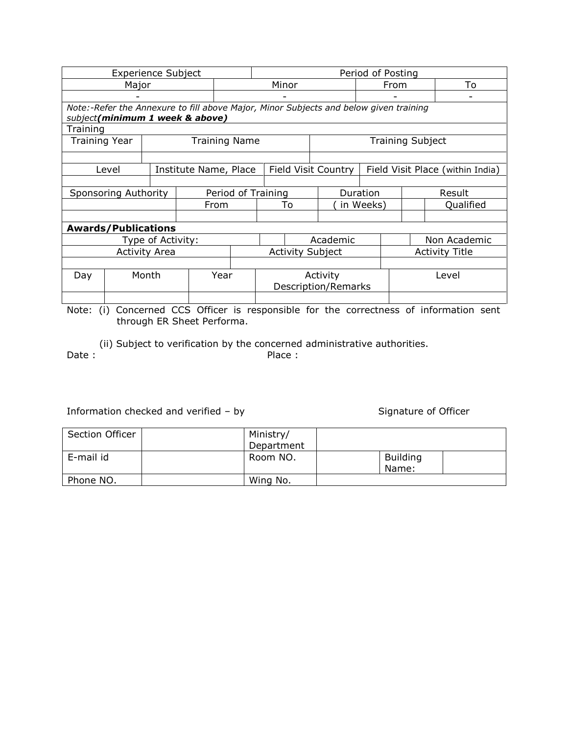| Experience Subject | | Period of Posting | |
|---|---|---|---|
| Major | Minor | From | To |
| - | - | - | - |

*Note:-Refer the Annexure to fill above Major, Minor Subjects and below given training subject**(minimum 1 week & above)***

Training

| Training Year | Training Name | Training Subject |
|---|---|---|
| | | |

| Level | Institute Name, Place | Field Visit Country | Field Visit Place (within India) |
|---|---|---|---|
| | | | |

| Sponsoring Authority | Period of Training | | Duration | Result | |
|---|---|---|---|---|---|
| | From | To | ( in Weeks) | | Qualified |
| | | | | | |

**Awards/Publications**

| Type of Activity: | | Academic | | Non Academic |
|---|---|---|---|---|

| Activity Area | Activity Subject | Activity Title |
|---|---|---|
| | | |

| Day | Month | Year | Activity Description/Remarks | Level |
|---|---|---|---|---|
| | | | | |

Note: (i) Concerned CCS Officer is responsible for the correctness of information sent through ER Sheet Performa.

(ii) Subject to verification by the concerned administrative authorities.

Date : Place :

Information checked and verified – by Signature of Officer

| | | | | | |
|---|---|---|---|---|---|
| Section Officer | | Ministry/ Department | | | |
| E-mail id | | Room NO. | | Building Name: | |
| Phone NO. | | Wing No. | | | |